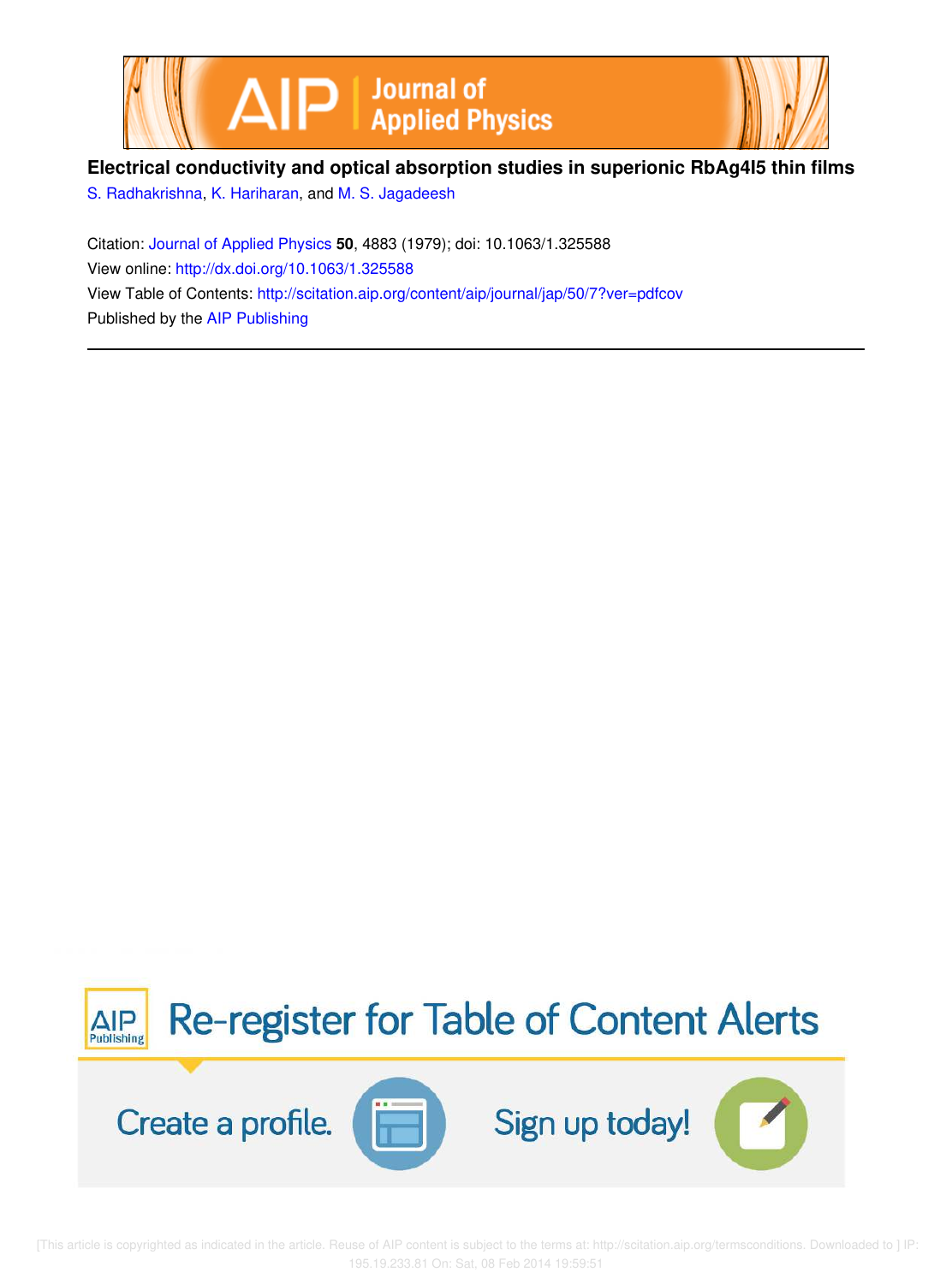**Electrical conductivity and optical absorption studies in superionic $RbAg_4I_5$ thin films**

S. Radhakrishna, K. Hariharan, and M. S. Jagadeesh

Citation: Journal of Applied Physics **50**, 4883 (1979); doi: 10.1063/1.325588

View online: http://dx.doi.org/10.1063/1.325588

View Table of Contents: http://scitation.aip.org/content/aip/journal/jap/50/7?ver=pdfcov

Published by the AIP Publishing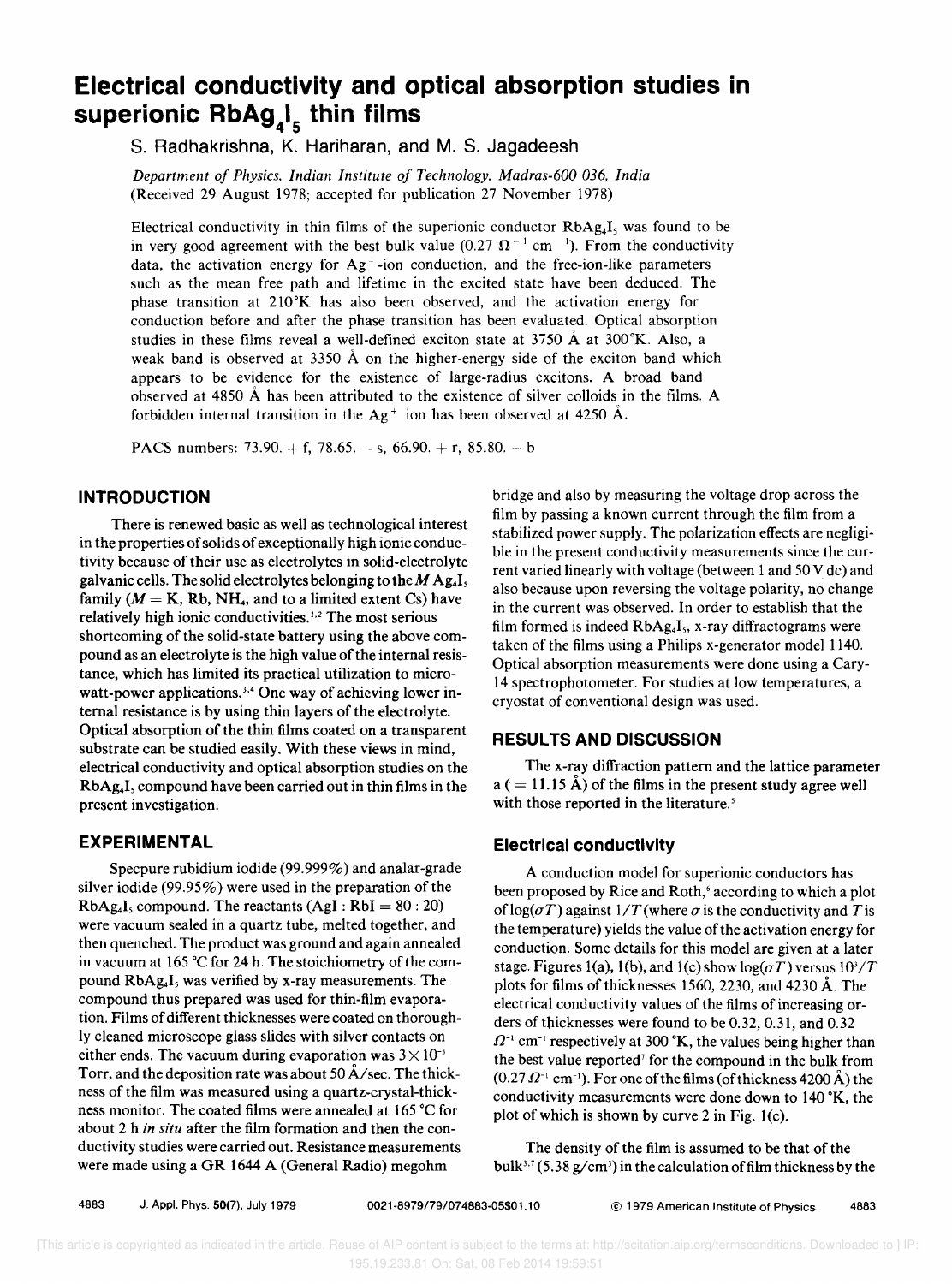# Electrical conductivity and optical absorption studies in superionic $RbAg_4I_5$ thin films

S. Radhakrishna, K. Hariharan, and M. S. Jagadeesh

*Department of Physics, Indian Institute of Technology, Madras-600 036, India*
(Received 29 August 1978; accepted for publication 27 November 1978)

Electrical conductivity in thin films of the superionic conductor $RbAg_4I_5$ was found to be in very good agreement with the best bulk value ($0.27\ \Omega^{-1}\ cm^{-1}$). From the conductivity data, the activation energy for $Ag^+$-ion conduction, and the free-ion-like parameters such as the mean free path and lifetime in the excited state have been deduced. The phase transition at 210°K has also been observed, and the activation energy for conduction before and after the phase transition has been evaluated. Optical absorption studies in these films reveal a well-defined exciton state at 3750 A at 300°K. Also, a weak band is observed at 3350 Å on the higher-energy side of the exciton band which appears to be evidence for the existence of large-radius excitons. A broad band observed at 4850 Å has been attributed to the existence of silver colloids in the films. A forbidden internal transition in the $Ag^+$ ion has been observed at 4250 Å.

PACS numbers: 73.90. + f, 78.65. − s, 66.90. + r, 85.80. − b

## INTRODUCTION

There is renewed basic as well as technological interest in the properties of solids of exceptionally high ionic conductivity because of their use as electrolytes in solid-electrolyte galvanic cells. The solid electrolytes belonging to the $MAg_4I_5$ family ($M$ = K, Rb, $NH_4$, and to a limited extent Cs) have relatively high ionic conductivities.[1,2] The most serious shortcoming of the solid-state battery using the above compound as an electrolyte is the high value of the internal resistance, which has limited its practical utilization to microwatt-power applications.[3,4] One way of achieving lower internal resistance is by using thin layers of the electrolyte. Optical absorption of the thin films coated on a transparent substrate can be studied easily. With these views in mind, electrical conductivity and optical absorption studies on the $RbAg_4I_5$ compound have been carried out in thin films in the present investigation.

## EXPERIMENTAL

Specpure rubidium iodide (99.999%) and analar-grade silver iodide (99.95%) were used in the preparation of the $RbAg_4I_5$ compound. The reactants (AgI : RbI = 80 : 20) were vacuum sealed in a quartz tube, melted together, and then quenched. The product was ground and again annealed in vacuum at 165 °C for 24 h. The stoichiometry of the compound $RbAg_4I_5$ was verified by x-ray measurements. The compound thus prepared was used for thin-film evaporation. Films of different thicknesses were coated on thoroughly cleaned microscope glass slides with silver contacts on either ends. The vacuum during evaporation was $3\times10^{-5}$ Torr, and the deposition rate was about 50 Å/sec. The thickness of the film was measured using a quartz-crystal-thickness monitor. The coated films were annealed at 165 °C for about 2 h *in situ* after the film formation and then the conductivity studies were carried out. Resistance measurements were made using a GR 1644 A (General Radio) megohm bridge and also by measuring the voltage drop across the film by passing a known current through the film from a stabilized power supply. The polarization effects are negligible in the present conductivity measurements since the current varied linearly with voltage (between 1 and 50 V dc) and also because upon reversing the voltage polarity, no change in the current was observed. In order to establish that the film formed is indeed $RbAg_4I_5$, x-ray diffractograms were taken of the films using a Philips x-generator model 1140. Optical absorption measurements were done using a Cary-14 spectrophotometer. For studies at low temperatures, a cryostat of conventional design was used.

## RESULTS AND DISCUSSION

The x-ray diffraction pattern and the lattice parameter a (= 11.15 Å) of the films in the present study agree well with those reported in the literature.[5]

### Electrical conductivity

A conduction model for superionic conductors has been proposed by Rice and Roth,[6] according to which a plot of $\log(\sigma T)$ against $1/T$ (where $\sigma$ is the conductivity and $T$ is the temperature) yields the value of the activation energy for conduction. Some details for this model are given at a later stage. Figures 1(a), 1(b), and 1(c) show $\log(\sigma T)$ versus $10^3/T$ plots for films of thicknesses 1560, 2230, and 4230 Å. The electrical conductivity values of the films of increasing orders of thicknesses were found to be 0.32, 0.31, and 0.32 $\Omega^{-1}\ cm^{-1}$ respectively at 300 °K, the values being higher than the best value reported[7] for the compound in the bulk from ($0.27\ \Omega^{-1}\ cm^{-1}$). For one of the films (of thickness 4200 Å) the conductivity measurements were done down to 140 °K, the plot of which is shown by curve 2 in Fig. 1(c).

The density of the film is assumed to be that of the bulk[3,7] (5.38 g/cm³) in the calculation of film thickness by the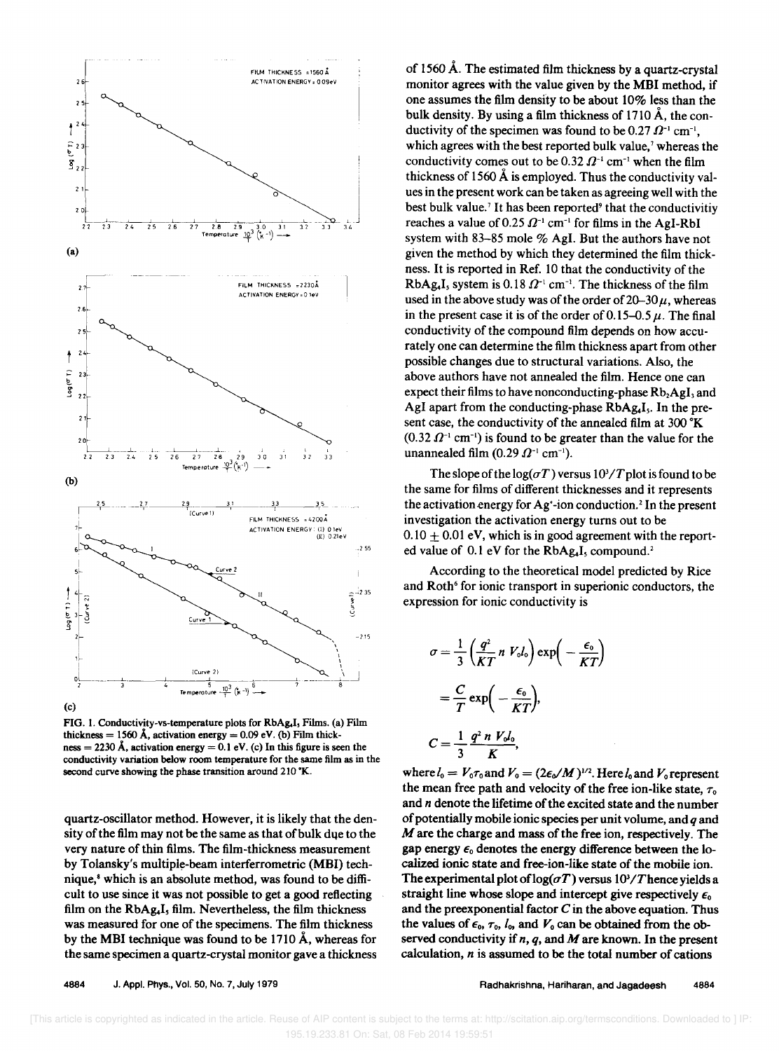FIG. 1. Conductivity-vs-temperature plots for $RbAg_4I_5$ Films. (a) Film thickness = 1560 Å, activation energy = 0.09 eV. (b) Film thickness = 2230 Å, activation energy = 0.1 eV. (c) In this figure is seen the conductivity variation below room temperature for the same film as in the second curve showing the phase transition around 210 °K.

quartz-oscillator method. However, it is likely that the density of the film may not be the same as that of bulk due to the very nature of thin films. The film-thickness measurement by Tolansky's multiple-beam interferrometric (MBI) technique,[8] which is an absolute method, was found to be difficult to use since it was not possible to get a good reflecting film on the $RbAg_4I_5$ film. Nevertheless, the film thickness was measured for one of the specimens. The film thickness by the MBI technique was found to be 1710 Å, whereas for the same specimen a quartz-crystal monitor gave a thickness of 1560 Å. The estimated film thickness by a quartz-crystal monitor agrees with the value given by the MBI method, if one assumes the film density to be about 10% less than the bulk density. By using a film thickness of 1710 Å, the conductivity of the specimen was found to be 0.27 $\Omega^{-1}$ cm$^{-1}$, which agrees with the best reported bulk value,[7] whereas the conductivity comes out to be 0.32 $\Omega^{-1}$ cm$^{-1}$ when the film thickness of 1560 Å is employed. Thus the conductivity values in the present work can be taken as agreeing well with the best bulk value.[7] It has been reported[9] that the conductivitiy reaches a value of 0.25 $\Omega^{-1}$ cm$^{-1}$ for films in the AgI-RbI system with 83–85 mole % AgI. But the authors have not given the method by which they determined the film thickness. It is reported in Ref. 10 that the conductivity of the $RbAg_4I_5$ system is 0.18 $\Omega^{-1}$ cm$^{-1}$. The thickness of the film used in the above study was of the order of 20–30 $\mu$, whereas in the present case it is of the order of 0.15–0.5 $\mu$. The final conductivity of the compound film depends on how accurately one can determine the film thickness apart from other possible changes due to structural variations. Also, the above authors have not annealed the film. Hence one can expect their films to have nonconducting-phase $Rb_2AgI_3$ and AgI apart from the conducting-phase $RbAg_4I_5$. In the present case, the conductivity of the annealed film at 300 °K (0.32 $\Omega^{-1}$ cm$^{-1}$) is found to be greater than the value for the unannealed film (0.29 $\Omega^{-1}$ cm$^{-1}$).

The slope of the $\log(\sigma T)$ versus $10^3/T$ plot is found to be the same for films of different thicknesses and it represents the activation energy for $Ag^+$-ion conduction.[2] In the present investigation the activation energy turns out to be $0.10 \pm 0.01$ eV, which is in good agreement with the reported value of 0.1 eV for the $RbAg_4I_5$ compound.[2]

According to the theoretical model predicted by Rice and Roth[6] for ionic transport in superionic conductors, the expression for ionic conductivity is

$$\sigma = \frac{1}{3}\left(\frac{q^2}{KT}\, n\, V_0 l_0\right)\exp\left(-\frac{\epsilon_0}{KT}\right)$$

$$= \frac{C}{T}\exp\left(-\frac{\epsilon_0}{KT}\right),$$

$$C = \frac{1}{3}\frac{q^2\, n\, V_0 l_0}{K},$$

where $l_0 = V_0 \tau_0$ and $V_0 = (2\epsilon_0/M)^{1/2}$. Here $l_0$ and $V_0$ represent the mean free path and velocity of the free ion-like state, $\tau_0$ and $n$ denote the lifetime of the excited state and the number of potentially mobile ionic species per unit volume, and $q$ and $M$ are the charge and mass of the free ion, respectively. The gap energy $\epsilon_0$ denotes the energy difference between the localized ionic state and free-ion-like state of the mobile ion. The experimental plot of $\log(\sigma T)$ versus $10^3/T$ hence yields a straight line whose slope and intercept give respectively $\epsilon_0$ and the preexponential factor $C$ in the above equation. Thus the values of $\epsilon_0$, $\tau_0$, $l_0$, and $V_0$ can be obtained from the observed conductivity if $n$, $q$, and $M$ are known. In the present calculation, $n$ is assumed to be the total number of cations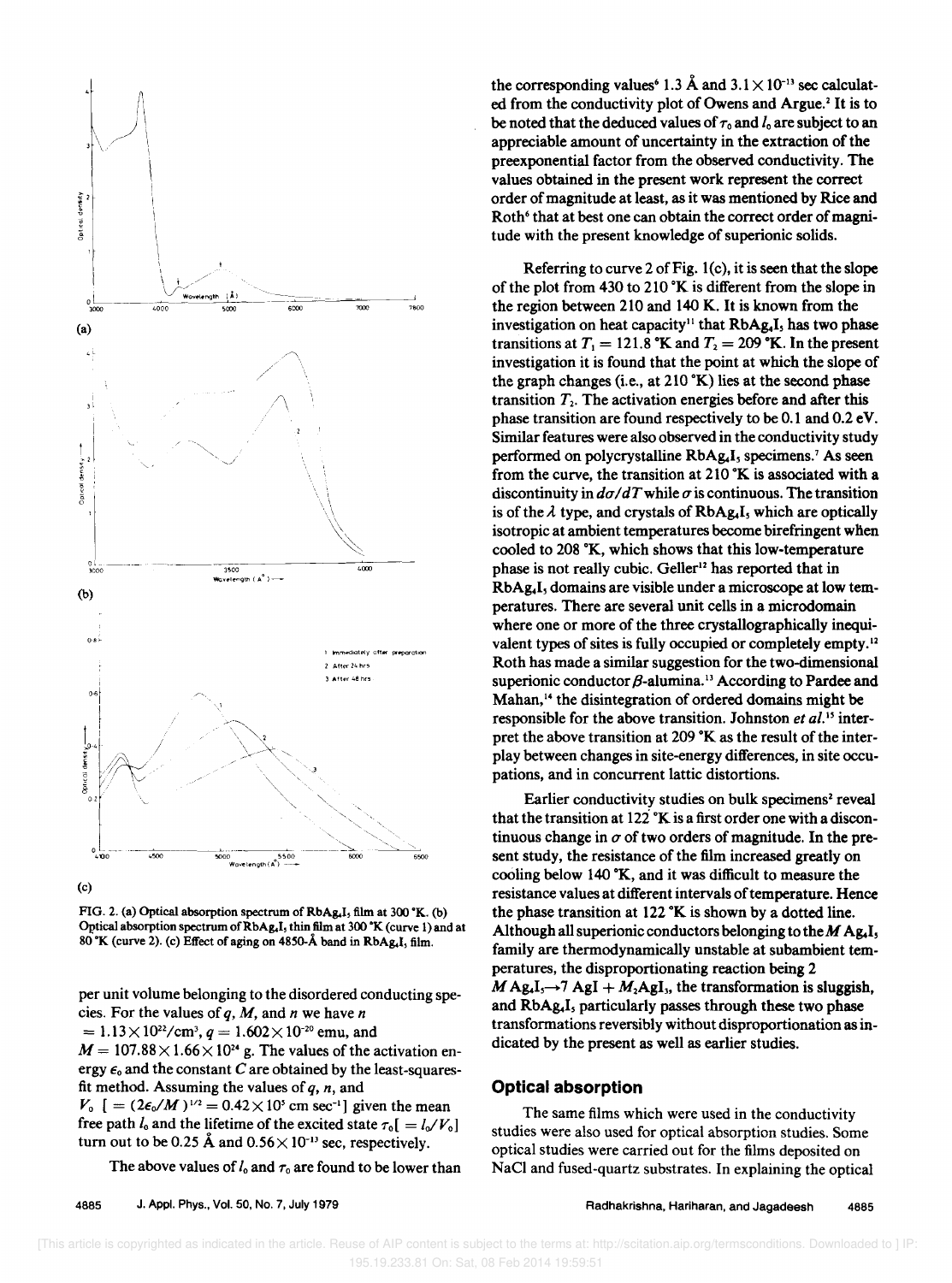FIG. 2. (a) Optical absorption spectrum of $RbAg_4I_5$ film at 300 °K. (b) Optical absorption spectrum of $RbAg_4I_5$ thin film at 300 °K (curve 1) and at 80 °K (curve 2). (c) Effect of aging on 4850-Å band in $RbAg_4I_5$ film.

per unit volume belonging to the disordered conducting species. For the values of $q$, $M$, and $n$ we have $n = 1.13\times10^{22}/cm^3$, $q = 1.602\times10^{-20}$ emu, and $M = 107.88\times1.66\times10^{24}$ g. The values of the activation energy $\epsilon_0$ and the constant $C$ are obtained by the least-squares-fit method. Assuming the values of $q$, $n$, and $V_0$ $[= (2\epsilon_0/M)^{1/2} = 0.42\times10^5\ \text{cm sec}^{-1}]$ given the mean free path $l_0$ and the lifetime of the excited state $\tau_0 [= l_0/V_0]$ turn out to be 0.25 Å and $0.56\times10^{-13}$ sec, respectively.

The above values of $l_0$ and $\tau_0$ are found to be lower than the corresponding values[6] 1.3 Å and $3.1\times10^{-13}$ sec calculated from the conductivity plot of Owens and Argue.[2] It is to be noted that the deduced values of $\tau_0$ and $l_0$ are subject to an appreciable amount of uncertainty in the extraction of the preexponential factor from the observed conductivity. The values obtained in the present work represent the correct order of magnitude at least, as it was mentioned by Rice and Roth[6] that at best one can obtain the correct order of magnitude with the present knowledge of superionic solids.

Referring to curve 2 of Fig. 1(c), it is seen that the slope of the plot from 430 to 210 °K is different from the slope in the region between 210 and 140 K. It is known from the investigation on heat capacity[11] that $RbAg_4I_5$ has two phase transitions at $T_1 = 121.8$ °K and $T_2 = 209$ °K. In the present investigation it is found that the point at which the slope of the graph changes (i.e., at 210 °K) lies at the second phase transition $T_2$. The activation energies before and after this phase transition are found respectively to be 0.1 and 0.2 eV. Similar features were also observed in the conductivity study performed on polycrystalline $RbAg_4I_5$ specimens.[7] As seen from the curve, the transition at 210 °K is associated with a discontinuity in $d\sigma/dT$ while $\sigma$ is continuous. The transition is of the $\lambda$ type, and crystals of $RbAg_4I_5$ which are optically isotropic at ambient temperatures become birefringent when cooled to 208 °K, which shows that this low-temperature phase is not really cubic. Geller[12] has reported that in $RbAg_4I_5$ domains are visible under a microscope at low temperatures. There are several unit cells in a microdomain where one or more of the three crystallographically inequivalent types of sites is fully occupied or completely empty.[12] Roth has made a similar suggestion for the two-dimensional superionic conductor $\beta$-alumina.[13] According to Pardee and Mahan,[14] the disintegration of ordered domains might be responsible for the above transition. Johnston *et al.*[15] interpret the above transition at 209 °K as the result of the interplay between changes in site-energy differences, in site occupations, and in concurrent lattic distortions.

Earlier conductivity studies on bulk specimens[2] reveal that the transition at 122 °K is a first order one with a discontinuous change in $\sigma$ of two orders of magnitude. In the present study, the resistance of the film increased greatly on cooling below 140 °K, and it was difficult to measure the resistance values at different intervals of temperature. Hence the phase transition at 122 °K is shown by a dotted line. Although all superionic conductors belonging to the $MAg_4I_5$ family are thermodynamically unstable at subambient temperatures, the disproportionating reaction being 2 $MAg_4I_5 \rightarrow 7\ AgI + M_2AgI_3$, the transformation is sluggish, and $RbAg_4I_5$ particularly passes through these two phase transformations reversibly without disproportionation as indicated by the present as well as earlier studies.

## Optical absorption

The same films which were used in the conductivity studies were also used for optical absorption studies. Some optical studies were carried out for the films deposited on NaCl and fused-quartz substrates. In explaining the optical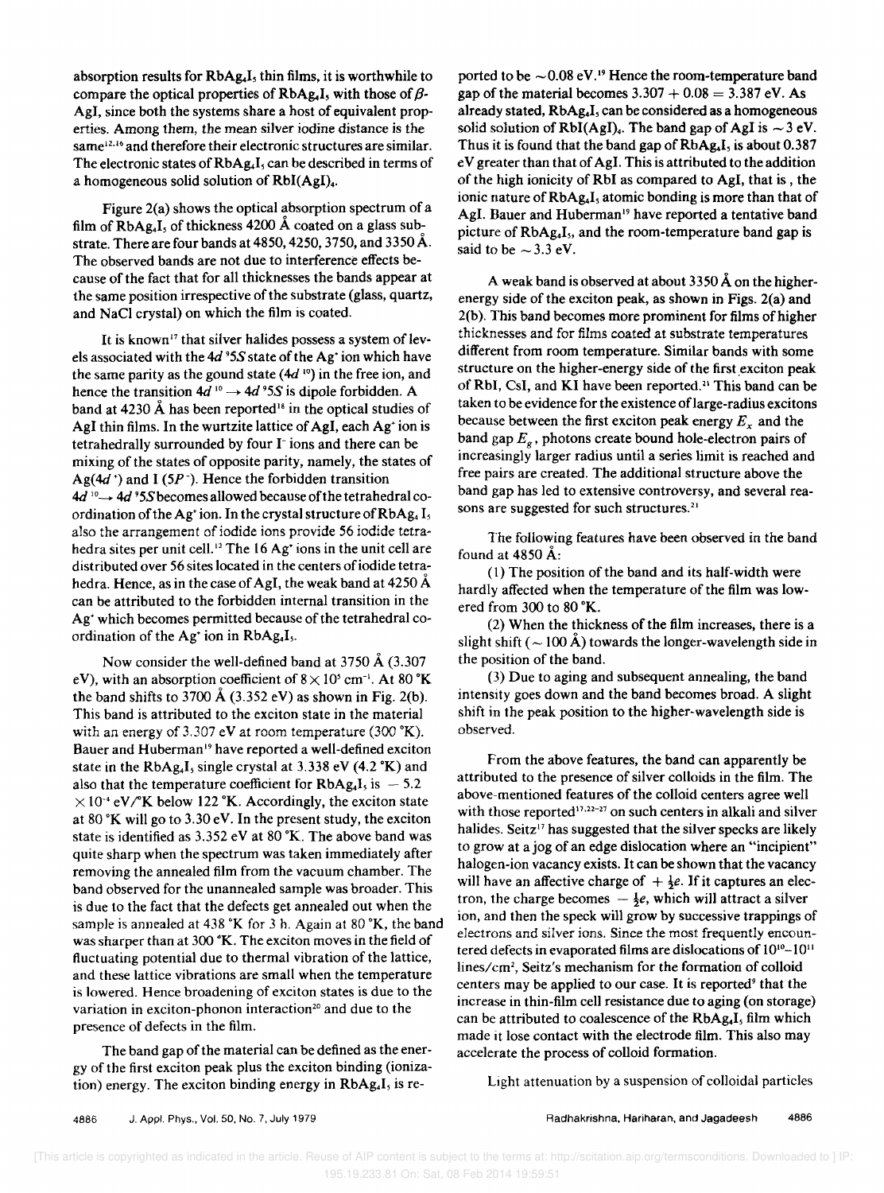absorption results for $RbAg_4I_5$ thin films, it is worthwhile to compare the optical properties of $RbAg_4I_5$ with those of $\beta$-AgI, since both the systems share a host of equivalent properties. Among them, the mean silver iodine distance is the same[12-16] and therefore their electronic structures are similar. The electronic states of $RbAg_4I_5$ can be described in terms of a homogeneous solid solution of $RbI(AgI)_4$.

Figure 2(a) shows the optical absorption spectrum of a film of $RbAg_4I_5$ of thickness 4200 Å coated on a glass substrate. There are four bands at 4850, 4250, 3750, and 3350 Å. The observed bands are not due to interference effects because of the fact that for all thicknesses the bands appear at the same position irrespective of the substrate (glass, quartz, and NaCl crystal) on which the film is coated.

It is known[17] that silver halides possess a system of levels associated with the $4d^9 5S$ state of the $Ag^+$ ion which have the same parity as the gound state ($4d^{10}$) in the free ion, and hence the transition $4d^{10} \rightarrow 4d^9 5S$ is dipole forbidden. A band at 4230 Å has been reported[18] in the optical studies of AgI thin films. In the wurtzite lattice of AgI, each $Ag^+$ ion is tetrahedrally surrounded by four $I^-$ ions and there can be mixing of the states of opposite parity, namely, the states of $Ag(4d^+)$ and I ($5P^-$). Hence the forbidden transition $4d^{10} \rightarrow 4d^9 5S$ becomes allowed because of the tetrahedral coordination of the $Ag^+$ ion. In the crystal structure of $RbAg_4I_5$ also the arrangement of iodide ions provide 56 iodide tetrahedra sites per unit cell.[12] The 16 $Ag^+$ ions in the unit cell are distributed over 56 sites located in the centers of iodide tetrahedra. Hence, as in the case of AgI, the weak band at 4250 Å can be attributed to the forbidden internal transition in the $Ag^+$ which becomes permitted because of the tetrahedral coordination of the $Ag^+$ ion in $RbAg_4I_5$.

Now consider the well-defined band at 3750 Å (3.307 eV), with an absorption coefficient of $8 \times 10^5$ cm$^{-1}$. At 80 °K the band shifts to 3700 Å (3.352 eV) as shown in Fig. 2(b). This band is attributed to the exciton state in the material with an energy of 3.307 eV at room temperature (300 °K). Bauer and Huberman[19] have reported a well-defined exciton state in the $RbAg_4I_5$ single crystal at 3.338 eV (4.2 °K) and also that the temperature coefficient for $RbAg_4I_5$ is $-5.2 \times 10^{-4}$ eV/°K below 122 °K. Accordingly, the exciton state at 80 °K will go to 3.30 eV. In the present study, the exciton state is identified as 3.352 eV at 80 °K. The above band was quite sharp when the spectrum was taken immediately after removing the annealed film from the vacuum chamber. The band observed for the unannealed sample was broader. This is due to the fact that the defects get annealed out when the sample is annealed at 438 °K for 3 h. Again at 80 °K, the band was sharper than at 300 °K. The exciton moves in the field of fluctuating potential due to thermal vibration of the lattice, and these lattice vibrations are small when the temperature is lowered. Hence broadening of exciton states is due to the variation in exciton-phonon interaction[20] and due to the presence of defects in the film.

The band gap of the material can be defined as the energy of the first exciton peak plus the exciton binding (ionization) energy. The exciton binding energy in $RbAg_4I_5$ is reported to be ~0.08 eV.[19] Hence the room-temperature band gap of the material becomes $3.307 + 0.08 = 3.387$ eV. As already stated, $RbAg_4I_5$ can be considered as a homogeneous solid solution of $RbI(AgI)_4$. The band gap of AgI is ~3 eV. Thus it is found that the band gap of $RbAg_4I_5$ is about 0.387 eV greater than that of AgI. This is attributed to the addition of the high ionicity of RbI as compared to AgI, that is, the ionic nature of $RbAg_4I_5$ atomic bonding is more than that of AgI. Bauer and Huberman[19] have reported a tentative band picture of $RbAg_4I_5$, and the room-temperature band gap is said to be ~3.3 eV.

A weak band is observed at about 3350 Å on the higher-energy side of the exciton peak, as shown in Figs. 2(a) and 2(b). This band becomes more prominent for films of higher thicknesses and for films coated at substrate temperatures different from room temperature. Similar bands with some structure on the higher-energy side of the first exciton peak of RbI, CsI, and KI have been reported.[21] This band can be taken to be evidence for the existence of large-radius excitons because between the first exciton peak energy $E_x$ and the band gap $E_g$, photons create bound hole-electron pairs of increasingly larger radius until a series limit is reached and free pairs are created. The additional structure above the band gap has led to extensive controversy, and several reasons are suggested for such structures.[21]

The following features have been observed in the band found at 4850 Å:

(1) The position of the band and its half-width were hardly affected when the temperature of the film was lowered from 300 to 80 °K.

(2) When the thickness of the film increases, there is a slight shift (~100 Å) towards the longer-wavelength side in the position of the band.

(3) Due to aging and subsequent annealing, the band intensity goes down and the band becomes broad. A slight shift in the peak position to the higher-wavelength side is observed.

From the above features, the band can apparently be attributed to the presence of silver colloids in the film. The above-mentioned features of the colloid centers agree well with those reported[17,22-27] on such centers in alkali and silver halides. Seitz[17] has suggested that the silver specks are likely to grow at a jog of an edge dislocation where an "incipient" halogen-ion vacancy exists. It can be shown that the vacancy will have an affective charge of $+\frac{1}{2}e$. If it captures an electron, the charge becomes $-\frac{1}{2}e$, which will attract a silver ion, and then the speck will grow by successive trappings of electrons and silver ions. Since the most frequently encountered defects in evaporated films are dislocations of $10^{10}$–$10^{11}$ lines/cm$^2$, Seitz's mechanism for the formation of colloid centers may be applied to our case. It is reported[9] that the increase in thin-film cell resistance due to aging (on storage) can be attributed to coalescence of the $RbAg_4I_5$ film which made it lose contact with the electrode film. This also may accelerate the process of colloid formation.

Light attenuation by a suspension of colloidal particles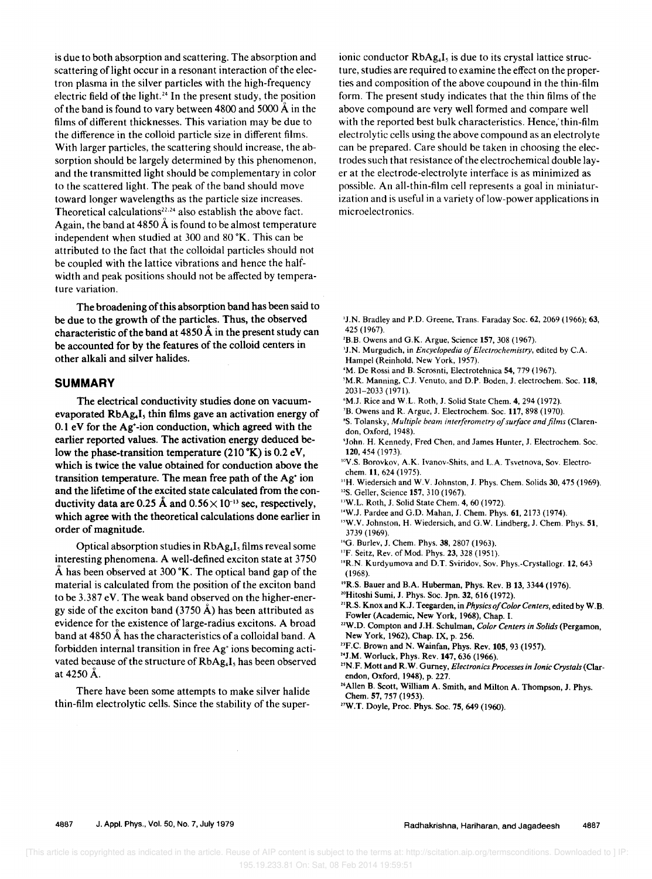is due to both absorption and scattering. The absorption and scattering of light occur in a resonant interaction of the electron plasma in the silver particles with the high-frequency electric field of the light.[24] In the present study, the position of the band is found to vary between 4800 and 5000 Å in the films of different thicknesses. This variation may be due to the difference in the colloid particle size in different films. With larger particles, the scattering should increase, the absorption should be largely determined by this phenomenon, and the transmitted light should be complementary in color to the scattered light. The peak of the band should move toward longer wavelengths as the particle size increases. Theoretical calculations[22,24] also establish the above fact. Again, the band at 4850 Å is found to be almost temperature independent when studied at 300 and 80 °K. This can be attributed to the fact that the colloidal particles should not be coupled with the lattice vibrations and hence the half-width and peak positions should not be affected by temperature variation.

**The broadening of this absorption band has been said to be due to the growth of the particles. Thus, the observed characteristic of the band at 4850 Å in the present study can be accounted for by the features of the colloid centers in other alkali and silver halides.**

## SUMMARY

**The electrical conductivity studies done on vacuum-evaporated $RbAg_4I_5$ thin films gave an activation energy of 0.1 eV for the $Ag^+$-ion conduction, which agreed with the earlier reported values. The activation energy deduced below the phase-transition temperature (210 °K) is 0.2 eV, which is twice the value obtained for conduction above the transition temperature. The mean free path of the $Ag^+$ ion and the lifetime of the excited state calculated from the conductivity data are 0.25 Å and $0.56 \times 10^{-13}$ sec, respectively, which agree with the theoretical calculations done earlier in order of magnitude.**

Optical absorption studies in $RbAg_4I_5$ films reveal some interesting phenomena. A well-defined exciton state at 3750 Å has been observed at 300 °K. The optical band gap of the material is calculated from the position of the exciton band to be 3.387 eV. The weak band observed on the higher-energy side of the exciton band (3750 Å) has been attributed as evidence for the existence of large-radius excitons. A broad band at 4850 Å has the characteristics of a colloidal band. A forbidden internal transition in free $Ag^+$ ions becoming activated because of the structure of $RbAg_4I_5$ has been observed at 4250 Å.

There have been some attempts to make silver halide thin-film electrolytic cells. Since the stability of the superionic conductor $RbAg_4I_5$ is due to its crystal lattice structure, studies are required to examine the effect on the properties and composition of the above coupound in the thin-film form. The present study indicates that the thin films of the above compound are very well formed and compare well with the reported best bulk characteristics. Hence, thin-film electrolytic cells using the above compound as an electrolyte can be prepared. Care should be taken in choosing the electrodes such that resistance of the electrochemical double layer at the electrode-electrolyte interface is as minimized as possible. An all-thin-film cell represents a goal in miniaturization and is useful in a variety of low-power applications in microelectronics.

[1] J.N. Bradley and P.D. Greene, Trans. Faraday Soc. **62**, 2069 (1966); **63**, 425 (1967).
[2] B.B. Owens and G.K. Argue, Science **157**, 308 (1967).
[3] J.N. Murgudich, in *Encyclopedia of Electrochemistry*, edited by C.A. Hampel (Reinhold, New York, 1957).
[4] M. De Rossi and B. Scrosnti, Electrotehnica **54**, 779 (1967).
[5] M.R. Manning, C.J. Venuto, and D.P. Boden, J. electrochem. Soc. **118**, 2031–2033 (1971).
[6] M.J. Rice and W.L. Roth, J. Solid State Chem. **4**, 294 (1972).
[7] B. Owens and R. Argue, J. Electrochem. Soc. **117**, 898 (1970).
[8] S. Tolansky, *Multiple beam interferometry of surface and films* (Clarendon, Oxford, 1948).
[9] John. H. Kennedy, Fred Chen, and James Hunter, J. Electrochem. Soc. **120**, 454 (1973).
[10] V.S. Borovkov, A.K. Ivanov-Shits, and L.A. Tsvetnova, Sov. Electrochem. **11**, 624 (1975).
[11] H. Wiedersich and W.V. Johnston, J. Phys. Chem. Solids **30**, 475 (1969).
[12] S. Geller, Science **157**, 310 (1967).
[13] W.L. Roth, J. Solid State Chem. **4**, 60 (1972).
[14] W.J. Pardee and G.D. Mahan, J. Chem. Phys. **61**, 2173 (1974).
[15] W.V. Johnston, H. Wiedersich, and G.W. Lindberg, J. Chem. Phys. **51**, 3739 (1969).
[16] G. Burlev, J. Chem. Phys. **38**, 2807 (1963).
[17] F. Seitz, Rev. of Mod. Phys. **23**, 328 (1951).
[18] R.N. Kurdyumova and D.T. Sviridov, Sov. Phys.-Crystallogr. **12**, 643 (1968).
[19] R.S. Bauer and B.A. Huberman, Phys. Rev. B **13**, 3344 (1976).
[20] Hitoshi Sumi, J. Phys. Soc. Jpn. **32**, 616 (1972).
[21] R.S. Knox and K.J. Teegarden, in *Physics of Color Centers*, edited by W.B. Fowler (Academic, New York, 1968), Chap. I.
[22] W.D. Compton and J.H. Schulman, *Color Centers in Solids* (Pergamon, New York, 1962), Chap. IX, p. 256.
[23] F.C. Brown and N. Wainfan, Phys. Rev. **105**, 93 (1957).
[24] J.M. Worluck, Phys. Rev. **147**, 636 (1966).
[25] N.F. Mott and R.W. Gurney, *Electronics Processes in Ionic Crystals* (Clarendon, Oxford, 1948), p. 227.
[26] Allen B. Scott, William A. Smith, and Milton A. Thompson, J. Phys. Chem. **57**, 757 (1953).
[27] W.T. Doyle, Proc. Phys. Soc. **75**, 649 (1960).